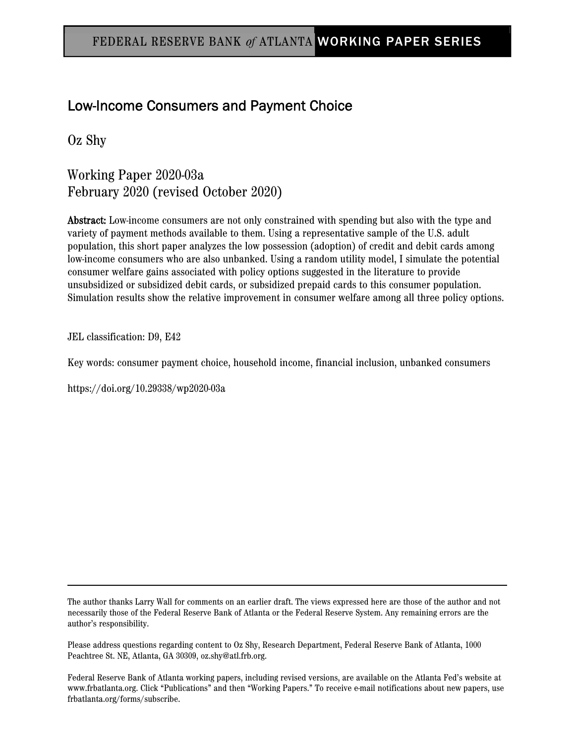FEDERAL RESERVE BANK *of* ATLANTA WORKING PAPER SERIES

# Low-Income Consumers and Payment Choice

Oz Shy

Working Paper 2020-03a
February 2020 (revised October 2020)

**Abstract:** Low-income consumers are not only constrained with spending but also with the type and variety of payment methods available to them. Using a representative sample of the U.S. adult population, this short paper analyzes the low possession (adoption) of credit and debit cards among low-income consumers who are also unbanked. Using a random utility model, I simulate the potential consumer welfare gains associated with policy options suggested in the literature to provide unsubsidized or subsidized debit cards, or subsidized prepaid cards to this consumer population. Simulation results show the relative improvement in consumer welfare among all three policy options.

JEL classification: D9, E42

Key words: consumer payment choice, household income, financial inclusion, unbanked consumers

https://doi.org/10.29338/wp2020-03a

---

The author thanks Larry Wall for comments on an earlier draft. The views expressed here are those of the author and not necessarily those of the Federal Reserve Bank of Atlanta or the Federal Reserve System. Any remaining errors are the author's responsibility.

Please address questions regarding content to Oz Shy, Research Department, Federal Reserve Bank of Atlanta, 1000 Peachtree St. NE, Atlanta, GA 30309, oz.shy@atl.frb.org.

Federal Reserve Bank of Atlanta working papers, including revised versions, are available on the Atlanta Fed's website at www.frbatlanta.org. Click "Publications" and then "Working Papers." To receive e-mail notifications about new papers, use frbatlanta.org/forms/subscribe.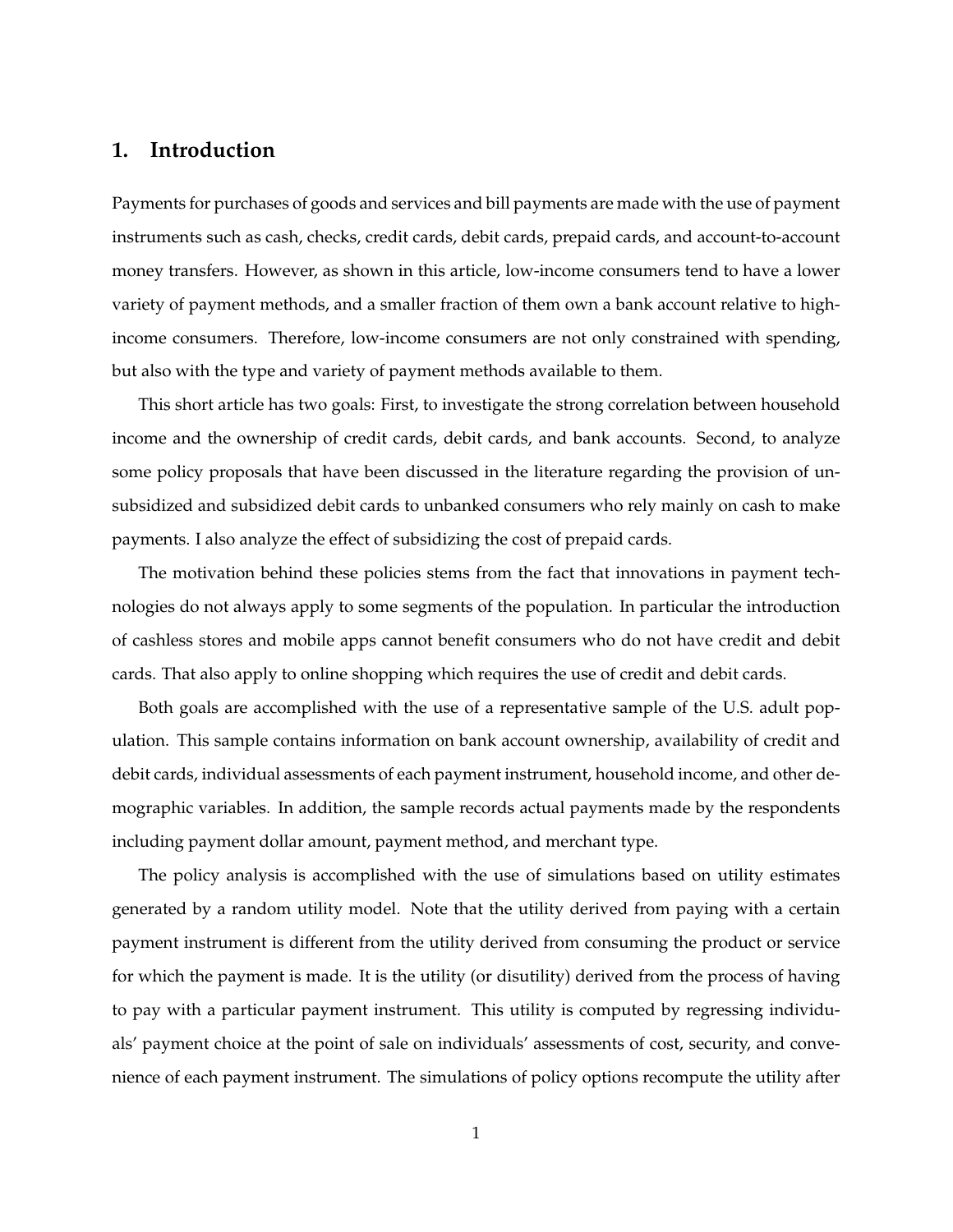## 1. Introduction

Payments for purchases of goods and services and bill payments are made with the use of payment instruments such as cash, checks, credit cards, debit cards, prepaid cards, and account-to-account money transfers. However, as shown in this article, low-income consumers tend to have a lower variety of payment methods, and a smaller fraction of them own a bank account relative to high-income consumers. Therefore, low-income consumers are not only constrained with spending, but also with the type and variety of payment methods available to them.

This short article has two goals: First, to investigate the strong correlation between household income and the ownership of credit cards, debit cards, and bank accounts. Second, to analyze some policy proposals that have been discussed in the literature regarding the provision of unsubsidized and subsidized debit cards to unbanked consumers who rely mainly on cash to make payments. I also analyze the effect of subsidizing the cost of prepaid cards.

The motivation behind these policies stems from the fact that innovations in payment technologies do not always apply to some segments of the population. In particular the introduction of cashless stores and mobile apps cannot benefit consumers who do not have credit and debit cards. That also apply to online shopping which requires the use of credit and debit cards.

Both goals are accomplished with the use of a representative sample of the U.S. adult population. This sample contains information on bank account ownership, availability of credit and debit cards, individual assessments of each payment instrument, household income, and other demographic variables. In addition, the sample records actual payments made by the respondents including payment dollar amount, payment method, and merchant type.

The policy analysis is accomplished with the use of simulations based on utility estimates generated by a random utility model. Note that the utility derived from paying with a certain payment instrument is different from the utility derived from consuming the product or service for which the payment is made. It is the utility (or disutility) derived from the process of having to pay with a particular payment instrument. This utility is computed by regressing individuals' payment choice at the point of sale on individuals' assessments of cost, security, and convenience of each payment instrument. The simulations of policy options recompute the utility after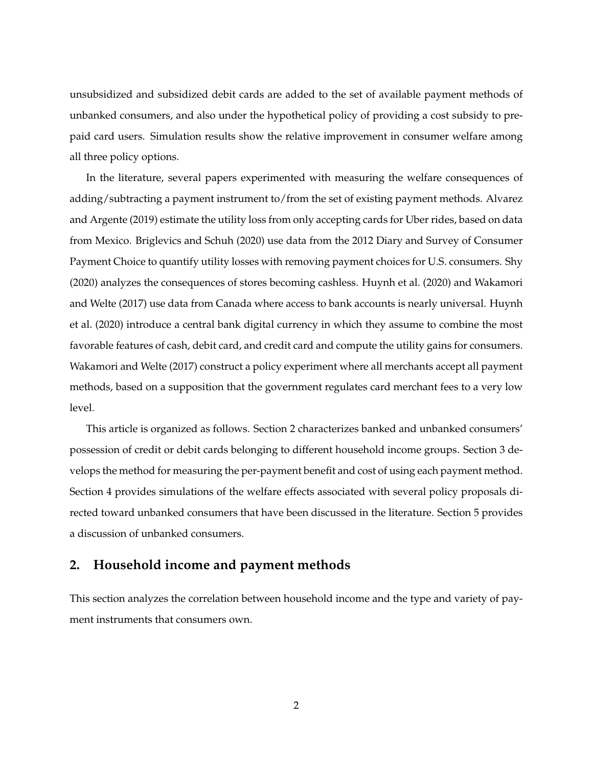unsubsidized and subsidized debit cards are added to the set of available payment methods of unbanked consumers, and also under the hypothetical policy of providing a cost subsidy to prepaid card users. Simulation results show the relative improvement in consumer welfare among all three policy options.

In the literature, several papers experimented with measuring the welfare consequences of adding/subtracting a payment instrument to/from the set of existing payment methods. Alvarez and Argente (2019) estimate the utility loss from only accepting cards for Uber rides, based on data from Mexico. Briglevics and Schuh (2020) use data from the 2012 Diary and Survey of Consumer Payment Choice to quantify utility losses with removing payment choices for U.S. consumers. Shy (2020) analyzes the consequences of stores becoming cashless. Huynh et al. (2020) and Wakamori and Welte (2017) use data from Canada where access to bank accounts is nearly universal. Huynh et al. (2020) introduce a central bank digital currency in which they assume to combine the most favorable features of cash, debit card, and credit card and compute the utility gains for consumers. Wakamori and Welte (2017) construct a policy experiment where all merchants accept all payment methods, based on a supposition that the government regulates card merchant fees to a very low level.

This article is organized as follows. Section 2 characterizes banked and unbanked consumers' possession of credit or debit cards belonging to different household income groups. Section 3 develops the method for measuring the per-payment benefit and cost of using each payment method. Section 4 provides simulations of the welfare effects associated with several policy proposals directed toward unbanked consumers that have been discussed in the literature. Section 5 provides a discussion of unbanked consumers.

## 2. Household income and payment methods

This section analyzes the correlation between household income and the type and variety of payment instruments that consumers own.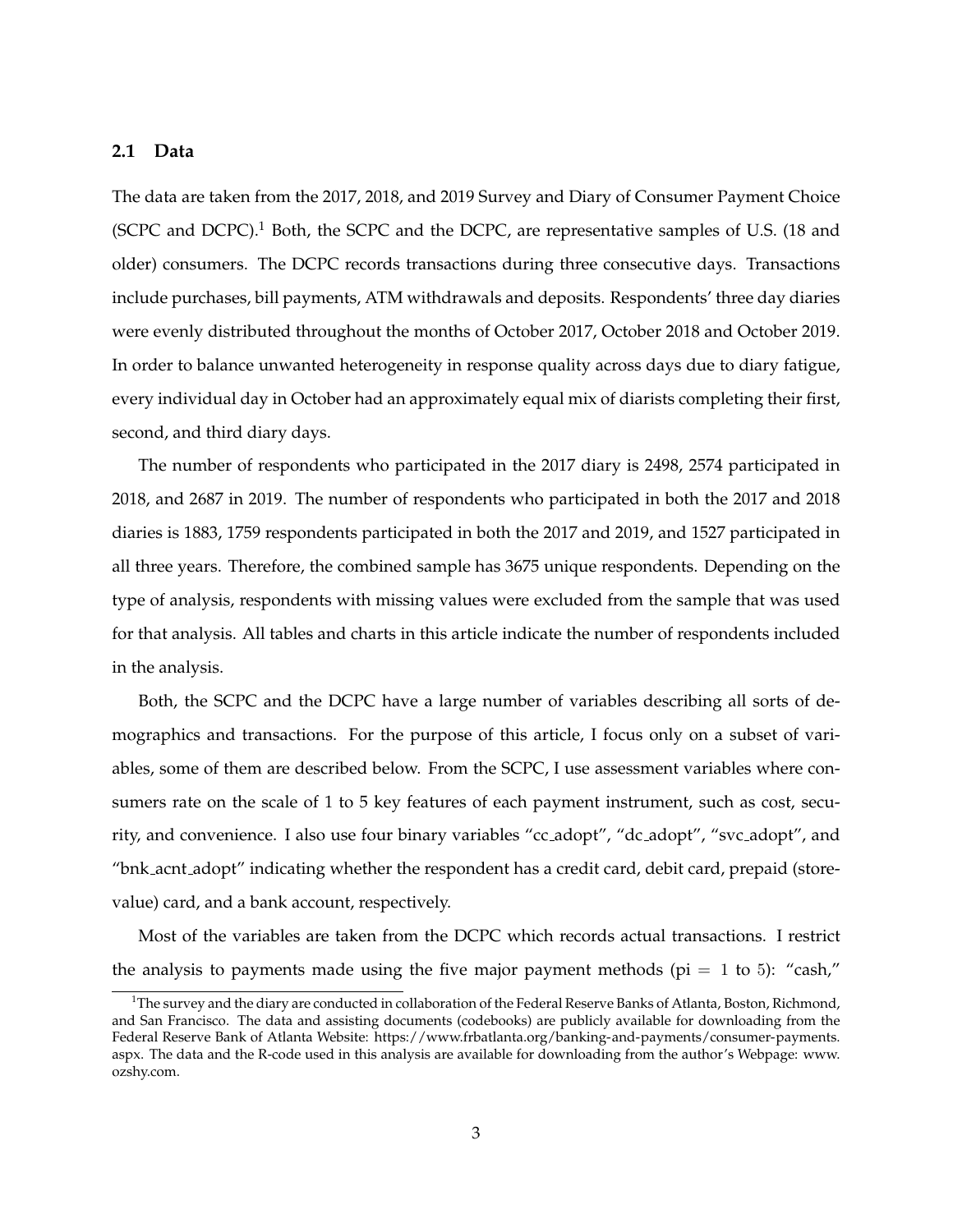### 2.1 Data

The data are taken from the 2017, 2018, and 2019 Survey and Diary of Consumer Payment Choice (SCPC and DCPC).[1] Both, the SCPC and the DCPC, are representative samples of U.S. (18 and older) consumers. The DCPC records transactions during three consecutive days. Transactions include purchases, bill payments, ATM withdrawals and deposits. Respondents' three day diaries were evenly distributed throughout the months of October 2017, October 2018 and October 2019. In order to balance unwanted heterogeneity in response quality across days due to diary fatigue, every individual day in October had an approximately equal mix of diarists completing their first, second, and third diary days.

The number of respondents who participated in the 2017 diary is 2498, 2574 participated in 2018, and 2687 in 2019. The number of respondents who participated in both the 2017 and 2018 diaries is 1883, 1759 respondents participated in both the 2017 and 2019, and 1527 participated in all three years. Therefore, the combined sample has 3675 unique respondents. Depending on the type of analysis, respondents with missing values were excluded from the sample that was used for that analysis. All tables and charts in this article indicate the number of respondents included in the analysis.

Both, the SCPC and the DCPC have a large number of variables describing all sorts of demographics and transactions. For the purpose of this article, I focus only on a subset of variables, some of them are described below. From the SCPC, I use assessment variables where consumers rate on the scale of 1 to 5 key features of each payment instrument, such as cost, security, and convenience. I also use four binary variables "cc_adopt", "dc_adopt", "svc_adopt", and "bnk_acnt_adopt" indicating whether the respondent has a credit card, debit card, prepaid (store-value) card, and a bank account, respectively.

Most of the variables are taken from the DCPC which records actual transactions. I restrict the analysis to payments made using the five major payment methods (pi $= 1$ to $5$): "cash,"

[1] The survey and the diary are conducted in collaboration of the Federal Reserve Banks of Atlanta, Boston, Richmond, and San Francisco. The data and assisting documents (codebooks) are publicly available for downloading from the Federal Reserve Bank of Atlanta Website: https://www.frbatlanta.org/banking-and-payments/consumer-payments.aspx. The data and the R-code used in this analysis are available for downloading from the author's Webpage: www.ozshy.com.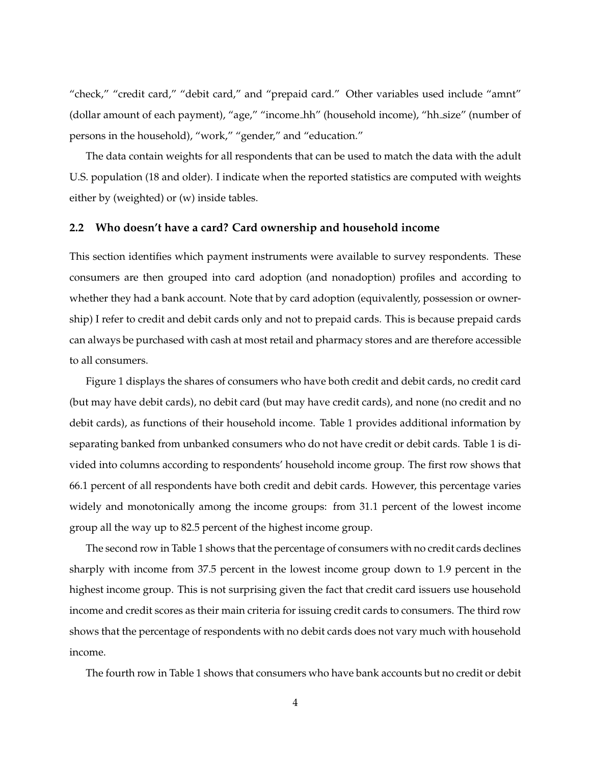"check," "credit card," "debit card," and "prepaid card." Other variables used include "amnt" (dollar amount of each payment), "age," "income_hh" (household income), "hh_size" (number of persons in the household), "work," "gender," and "education."

The data contain weights for all respondents that can be used to match the data with the adult U.S. population (18 and older). I indicate when the reported statistics are computed with weights either by (weighted) or (w) inside tables.

### 2.2 Who doesn't have a card? Card ownership and household income

This section identifies which payment instruments were available to survey respondents. These consumers are then grouped into card adoption (and nonadoption) profiles and according to whether they had a bank account. Note that by card adoption (equivalently, possession or ownership) I refer to credit and debit cards only and not to prepaid cards. This is because prepaid cards can always be purchased with cash at most retail and pharmacy stores and are therefore accessible to all consumers.

Figure 1 displays the shares of consumers who have both credit and debit cards, no credit card (but may have debit cards), no debit card (but may have credit cards), and none (no credit and no debit cards), as functions of their household income. Table 1 provides additional information by separating banked from unbanked consumers who do not have credit or debit cards. Table 1 is divided into columns according to respondents' household income group. The first row shows that 66.1 percent of all respondents have both credit and debit cards. However, this percentage varies widely and monotonically among the income groups: from 31.1 percent of the lowest income group all the way up to 82.5 percent of the highest income group.

The second row in Table 1 shows that the percentage of consumers with no credit cards declines sharply with income from 37.5 percent in the lowest income group down to 1.9 percent in the highest income group. This is not surprising given the fact that credit card issuers use household income and credit scores as their main criteria for issuing credit cards to consumers. The third row shows that the percentage of respondents with no debit cards does not vary much with household income.

The fourth row in Table 1 shows that consumers who have bank accounts but no credit or debit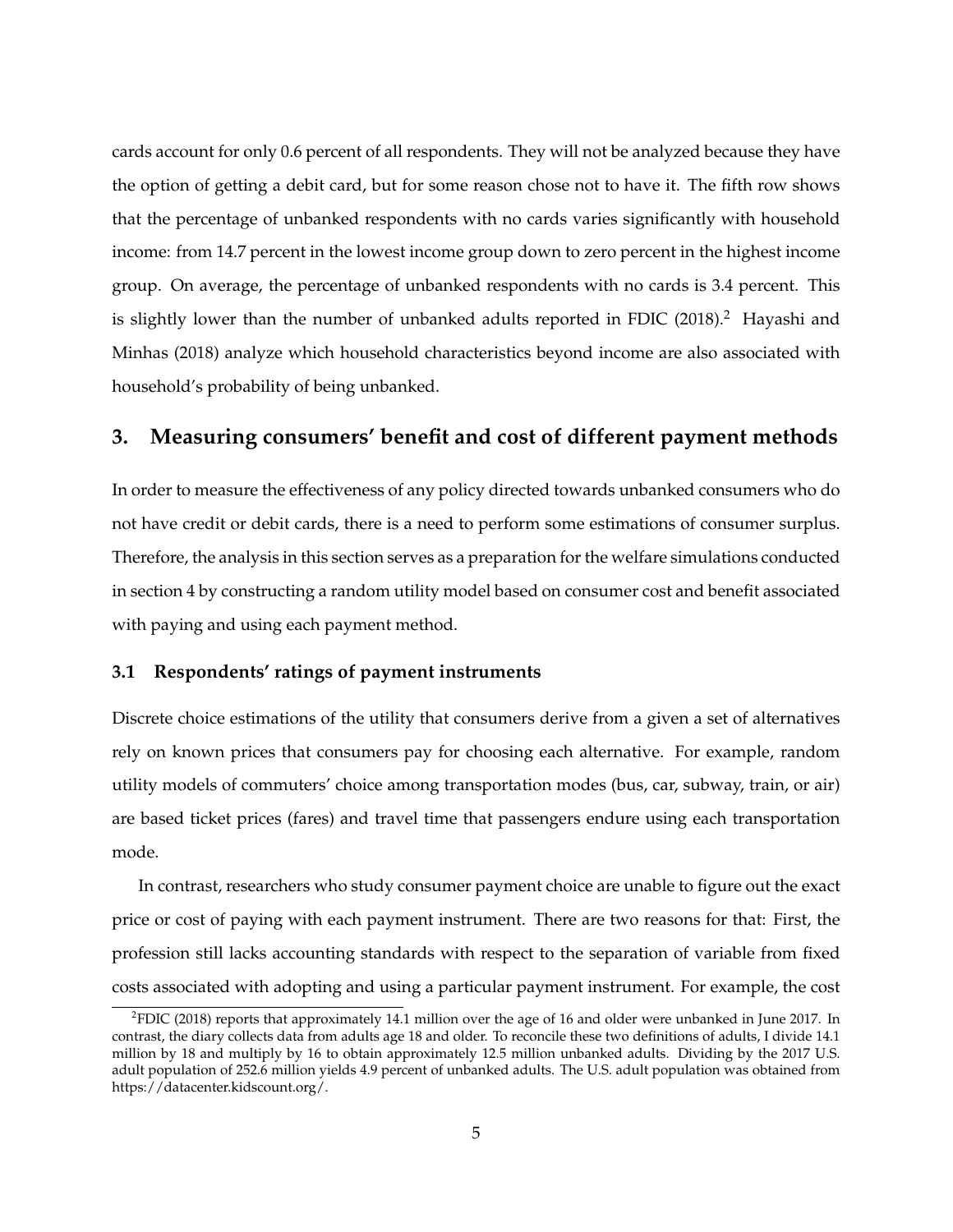cards account for only 0.6 percent of all respondents. They will not be analyzed because they have the option of getting a debit card, but for some reason chose not to have it. The fifth row shows that the percentage of unbanked respondents with no cards varies significantly with household income: from 14.7 percent in the lowest income group down to zero percent in the highest income group. On average, the percentage of unbanked respondents with no cards is 3.4 percent. This is slightly lower than the number of unbanked adults reported in FDIC (2018).[2] Hayashi and Minhas (2018) analyze which household characteristics beyond income are also associated with household's probability of being unbanked.

## 3. Measuring consumers' benefit and cost of different payment methods

In order to measure the effectiveness of any policy directed towards unbanked consumers who do not have credit or debit cards, there is a need to perform some estimations of consumer surplus. Therefore, the analysis in this section serves as a preparation for the welfare simulations conducted in section 4 by constructing a random utility model based on consumer cost and benefit associated with paying and using each payment method.

### 3.1 Respondents' ratings of payment instruments

Discrete choice estimations of the utility that consumers derive from a given a set of alternatives rely on known prices that consumers pay for choosing each alternative. For example, random utility models of commuters' choice among transportation modes (bus, car, subway, train, or air) are based ticket prices (fares) and travel time that passengers endure using each transportation mode.

In contrast, researchers who study consumer payment choice are unable to figure out the exact price or cost of paying with each payment instrument. There are two reasons for that: First, the profession still lacks accounting standards with respect to the separation of variable from fixed costs associated with adopting and using a particular payment instrument. For example, the cost

[2] FDIC (2018) reports that approximately 14.1 million over the age of 16 and older were unbanked in June 2017. In contrast, the diary collects data from adults age 18 and older. To reconcile these two definitions of adults, I divide 14.1 million by 18 and multiply by 16 to obtain approximately 12.5 million unbanked adults. Dividing by the 2017 U.S. adult population of 252.6 million yields 4.9 percent of unbanked adults. The U.S. adult population was obtained from https://datacenter.kidscount.org/.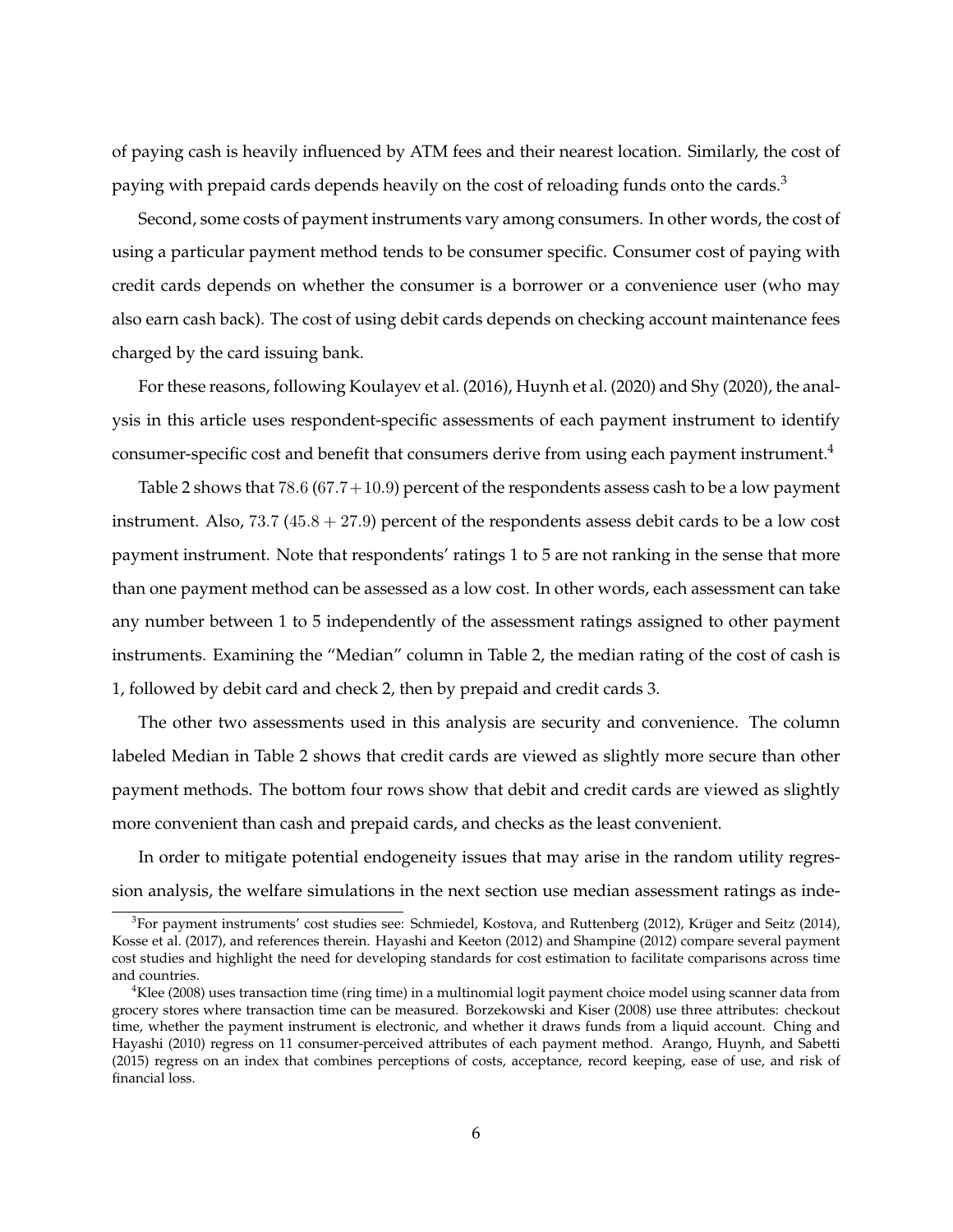of paying cash is heavily influenced by ATM fees and their nearest location. Similarly, the cost of paying with prepaid cards depends heavily on the cost of reloading funds onto the cards.[3]

Second, some costs of payment instruments vary among consumers. In other words, the cost of using a particular payment method tends to be consumer specific. Consumer cost of paying with credit cards depends on whether the consumer is a borrower or a convenience user (who may also earn cash back). The cost of using debit cards depends on checking account maintenance fees charged by the card issuing bank.

For these reasons, following Koulayev et al. (2016), Huynh et al. (2020) and Shy (2020), the analysis in this article uses respondent-specific assessments of each payment instrument to identify consumer-specific cost and benefit that consumers derive from using each payment instrument.[4]

Table 2 shows that $78.6$ ($67.7 + 10.9$) percent of the respondents assess cash to be a low payment instrument. Also, $73.7$ ($45.8 + 27.9$) percent of the respondents assess debit cards to be a low cost payment instrument. Note that respondents' ratings 1 to 5 are not ranking in the sense that more than one payment method can be assessed as a low cost. In other words, each assessment can take any number between 1 to 5 independently of the assessment ratings assigned to other payment instruments. Examining the "Median" column in Table 2, the median rating of the cost of cash is 1, followed by debit card and check 2, then by prepaid and credit cards 3.

The other two assessments used in this analysis are security and convenience. The column labeled Median in Table 2 shows that credit cards are viewed as slightly more secure than other payment methods. The bottom four rows show that debit and credit cards are viewed as slightly more convenient than cash and prepaid cards, and checks as the least convenient.

In order to mitigate potential endogeneity issues that may arise in the random utility regression analysis, the welfare simulations in the next section use median assessment ratings as inde-

---

[3] For payment instruments' cost studies see: Schmiedel, Kostova, and Ruttenberg (2012), Krüger and Seitz (2014), Kosse et al. (2017), and references therein. Hayashi and Keeton (2012) and Shampine (2012) compare several payment cost studies and highlight the need for developing standards for cost estimation to facilitate comparisons across time and countries.

[4] Klee (2008) uses transaction time (ring time) in a multinomial logit payment choice model using scanner data from grocery stores where transaction time can be measured. Borzekowski and Kiser (2008) use three attributes: checkout time, whether the payment instrument is electronic, and whether it draws funds from a liquid account. Ching and Hayashi (2010) regress on 11 consumer-perceived attributes of each payment method. Arango, Huynh, and Sabetti (2015) regress on an index that combines perceptions of costs, acceptance, record keeping, ease of use, and risk of financial loss.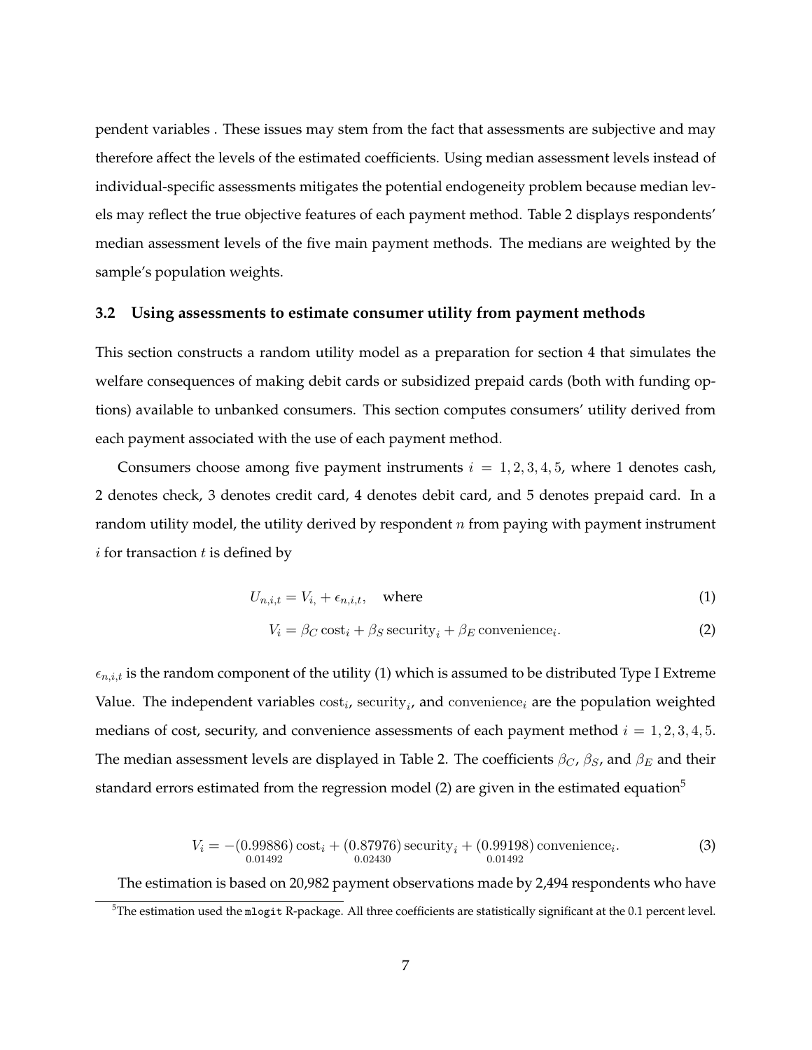pendent variables . These issues may stem from the fact that assessments are subjective and may therefore affect the levels of the estimated coefficients. Using median assessment levels instead of individual-specific assessments mitigates the potential endogeneity problem because median levels may reflect the true objective features of each payment method. Table 2 displays respondents' median assessment levels of the five main payment methods. The medians are weighted by the sample's population weights.

### 3.2 Using assessments to estimate consumer utility from payment methods

This section constructs a random utility model as a preparation for section 4 that simulates the welfare consequences of making debit cards or subsidized prepaid cards (both with funding options) available to unbanked consumers. This section computes consumers' utility derived from each payment associated with the use of each payment method.

Consumers choose among five payment instruments $i = 1, 2, 3, 4, 5$, where 1 denotes cash, 2 denotes check, 3 denotes credit card, 4 denotes debit card, and 5 denotes prepaid card. In a random utility model, the utility derived by respondent $n$ from paying with payment instrument $i$ for transaction $t$ is defined by

$$U_{n,i,t} = V_{i,} + \epsilon_{n,i,t}, \quad \text{where} \tag{1}$$

$$V_i = \beta_C \, \text{cost}_i + \beta_S \, \text{security}_i + \beta_E \, \text{convenience}_i. \tag{2}$$

$\epsilon_{n,i,t}$ is the random component of the utility (1) which is assumed to be distributed Type I Extreme Value. The independent variables $\text{cost}_i$, $\text{security}_i$, and $\text{convenience}_i$ are the population weighted medians of cost, security, and convenience assessments of each payment method $i = 1, 2, 3, 4, 5$. The median assessment levels are displayed in Table 2. The coefficients $\beta_C$, $\beta_S$, and $\beta_E$ and their standard errors estimated from the regression model (2) are given in the estimated equation[5]

$$V_i = -\underset{0.01492}{(0.99886)} \, \text{cost}_i + \underset{0.02430}{(0.87976)} \, \text{security}_i + \underset{0.01492}{(0.99198)} \, \text{convenience}_i. \tag{3}$$

The estimation is based on 20,982 payment observations made by 2,494 respondents who have

[5] The estimation used the `mlogit` R-package. All three coefficients are statistically significant at the 0.1 percent level.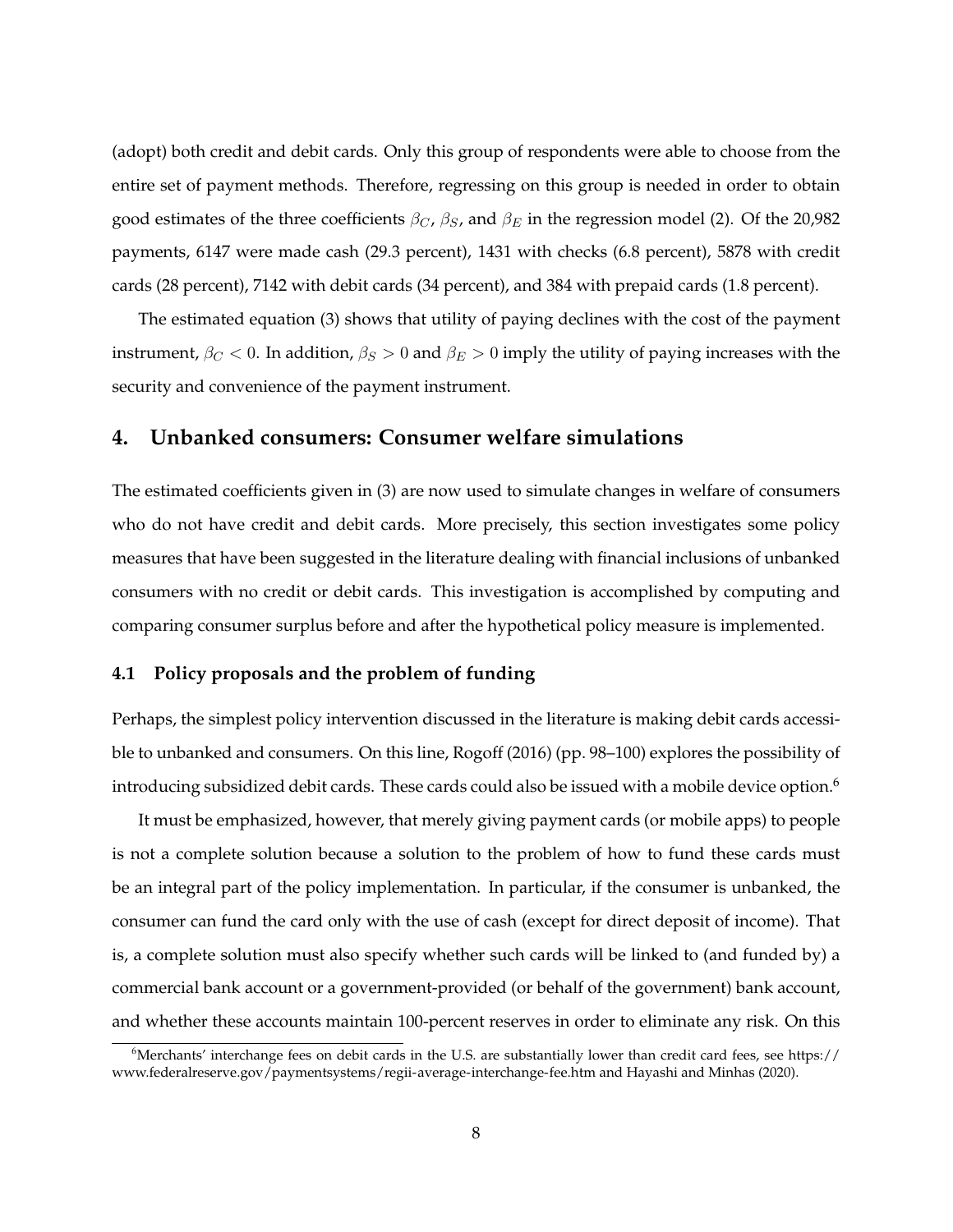(adopt) both credit and debit cards. Only this group of respondents were able to choose from the entire set of payment methods. Therefore, regressing on this group is needed in order to obtain good estimates of the three coefficients $\beta_C$, $\beta_S$, and $\beta_E$ in the regression model (2). Of the 20,982 payments, 6147 were made cash (29.3 percent), 1431 with checks (6.8 percent), 5878 with credit cards (28 percent), 7142 with debit cards (34 percent), and 384 with prepaid cards (1.8 percent).

The estimated equation (3) shows that utility of paying declines with the cost of the payment instrument, $\beta_C < 0$. In addition, $\beta_S > 0$ and $\beta_E > 0$ imply the utility of paying increases with the security and convenience of the payment instrument.

## 4. Unbanked consumers: Consumer welfare simulations

The estimated coefficients given in (3) are now used to simulate changes in welfare of consumers who do not have credit and debit cards. More precisely, this section investigates some policy measures that have been suggested in the literature dealing with financial inclusions of unbanked consumers with no credit or debit cards. This investigation is accomplished by computing and comparing consumer surplus before and after the hypothetical policy measure is implemented.

### 4.1 Policy proposals and the problem of funding

Perhaps, the simplest policy intervention discussed in the literature is making debit cards accessible to unbanked and consumers. On this line, Rogoff (2016) (pp. 98–100) explores the possibility of introducing subsidized debit cards. These cards could also be issued with a mobile device option.[6]

It must be emphasized, however, that merely giving payment cards (or mobile apps) to people is not a complete solution because a solution to the problem of how to fund these cards must be an integral part of the policy implementation. In particular, if the consumer is unbanked, the consumer can fund the card only with the use of cash (except for direct deposit of income). That is, a complete solution must also specify whether such cards will be linked to (and funded by) a commercial bank account or a government-provided (or behalf of the government) bank account, and whether these accounts maintain 100-percent reserves in order to eliminate any risk. On this

[6] Merchants' interchange fees on debit cards in the U.S. are substantially lower than credit card fees, see https://www.federalreserve.gov/paymentsystems/regii-average-interchange-fee.htm and Hayashi and Minhas (2020).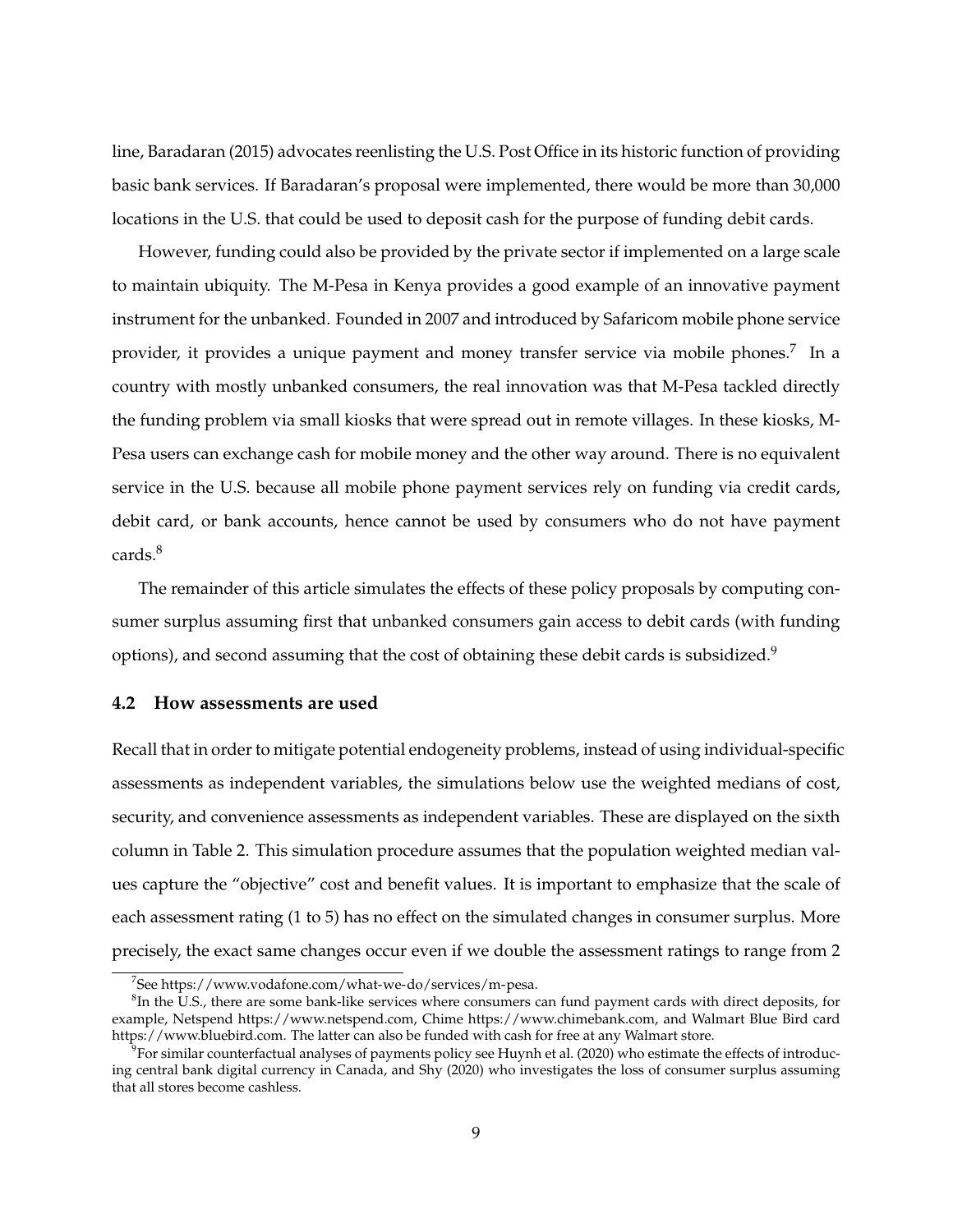line, Baradaran (2015) advocates reenlisting the U.S. Post Office in its historic function of providing basic bank services. If Baradaran's proposal were implemented, there would be more than 30,000 locations in the U.S. that could be used to deposit cash for the purpose of funding debit cards.

However, funding could also be provided by the private sector if implemented on a large scale to maintain ubiquity. The M-Pesa in Kenya provides a good example of an innovative payment instrument for the unbanked. Founded in 2007 and introduced by Safaricom mobile phone service provider, it provides a unique payment and money transfer service via mobile phones.[7] In a country with mostly unbanked consumers, the real innovation was that M-Pesa tackled directly the funding problem via small kiosks that were spread out in remote villages. In these kiosks, M-Pesa users can exchange cash for mobile money and the other way around. There is no equivalent service in the U.S. because all mobile phone payment services rely on funding via credit cards, debit card, or bank accounts, hence cannot be used by consumers who do not have payment cards.[8]

The remainder of this article simulates the effects of these policy proposals by computing consumer surplus assuming first that unbanked consumers gain access to debit cards (with funding options), and second assuming that the cost of obtaining these debit cards is subsidized.[9]

### 4.2 How assessments are used

Recall that in order to mitigate potential endogeneity problems, instead of using individual-specific assessments as independent variables, the simulations below use the weighted medians of cost, security, and convenience assessments as independent variables. These are displayed on the sixth column in Table 2. This simulation procedure assumes that the population weighted median values capture the "objective" cost and benefit values. It is important to emphasize that the scale of each assessment rating (1 to 5) has no effect on the simulated changes in consumer surplus. More precisely, the exact same changes occur even if we double the assessment ratings to range from 2

---

[7] See https://www.vodafone.com/what-we-do/services/m-pesa.

[8] In the U.S., there are some bank-like services where consumers can fund payment cards with direct deposits, for example, Netspend https://www.netspend.com, Chime https://www.chimebank.com, and Walmart Blue Bird card https://www.bluebird.com. The latter can also be funded with cash for free at any Walmart store.

[9] For similar counterfactual analyses of payments policy see Huynh et al. (2020) who estimate the effects of introducing central bank digital currency in Canada, and Shy (2020) who investigates the loss of consumer surplus assuming that all stores become cashless.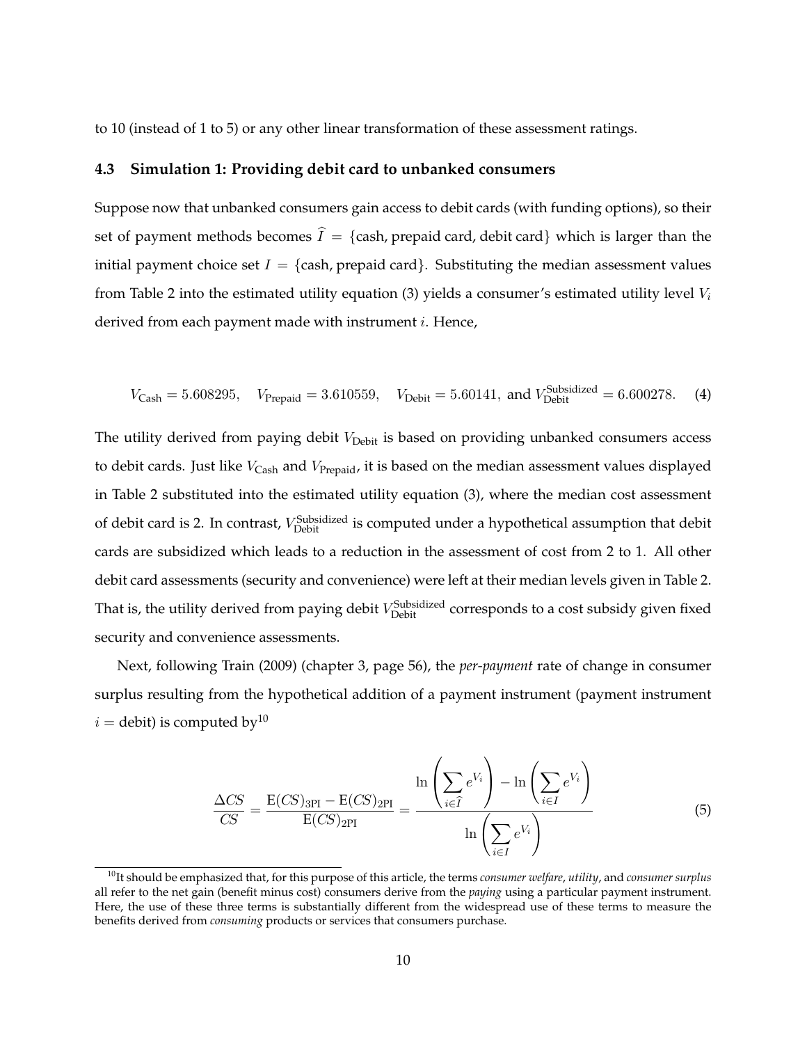to 10 (instead of 1 to 5) or any other linear transformation of these assessment ratings.

### 4.3 Simulation 1: Providing debit card to unbanked consumers

Suppose now that unbanked consumers gain access to debit cards (with funding options), so their set of payment methods becomes $\widehat{I} = \{\text{cash, prepaid card, debit card}\}$ which is larger than the initial payment choice set $I = \{\text{cash, prepaid card}\}$. Substituting the median assessment values from Table 2 into the estimated utility equation (3) yields a consumer's estimated utility level $V_i$ derived from each payment made with instrument $i$. Hence,

$$V_{\text{Cash}} = 5.608295, \quad V_{\text{Prepaid}} = 3.610559, \quad V_{\text{Debit}} = 5.60141, \text{ and } V_{\text{Debit}}^{\text{Subsidized}} = 6.600278. \tag{4}$$

The utility derived from paying debit $V_{\text{Debit}}$ is based on providing unbanked consumers access to debit cards. Just like $V_{\text{Cash}}$ and $V_{\text{Prepaid}}$, it is based on the median assessment values displayed in Table 2 substituted into the estimated utility equation (3), where the median cost assessment of debit card is 2. In contrast, $V_{\text{Debit}}^{\text{Subsidized}}$ is computed under a hypothetical assumption that debit cards are subsidized which leads to a reduction in the assessment of cost from 2 to 1. All other debit card assessments (security and convenience) were left at their median levels given in Table 2. That is, the utility derived from paying debit $V_{\text{Debit}}^{\text{Subsidized}}$ corresponds to a cost subsidy given fixed security and convenience assessments.

Next, following Train (2009) (chapter 3, page 56), the *per-payment* rate of change in consumer surplus resulting from the hypothetical addition of a payment instrument (payment instrument $i =$ debit) is computed by[10]

$$\frac{\Delta CS}{CS} = \frac{\text{E}(CS)_{3\text{PI}} - \text{E}(CS)_{2\text{PI}}}{\text{E}(CS)_{2\text{PI}}} = \frac{\ln\left(\sum_{i\in\widehat{I}} e^{V_i}\right) - \ln\left(\sum_{i\in I} e^{V_i}\right)}{\ln\left(\sum_{i\in I} e^{V_i}\right)} \tag{5}$$

[10]It should be emphasized that, for this purpose of this article, the terms *consumer welfare*, *utility*, and *consumer surplus* all refer to the net gain (benefit minus cost) consumers derive from the *paying* using a particular payment instrument. Here, the use of these three terms is substantially different from the widespread use of these terms to measure the benefits derived from *consuming* products or services that consumers purchase.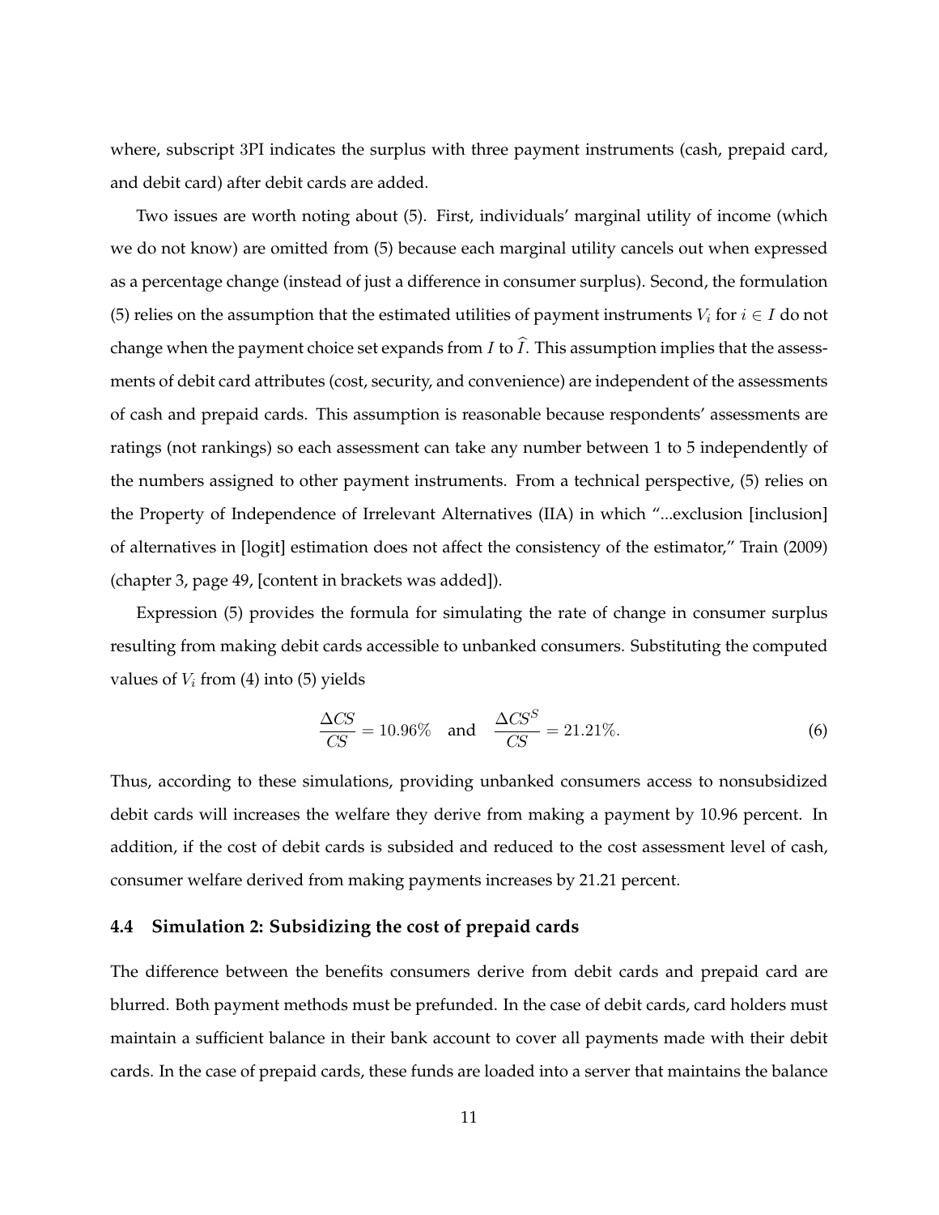where, subscript 3PI indicates the surplus with three payment instruments (cash, prepaid card, and debit card) after debit cards are added.

Two issues are worth noting about (5). First, individuals' marginal utility of income (which we do not know) are omitted from (5) because each marginal utility cancels out when expressed as a percentage change (instead of just a difference in consumer surplus). Second, the formulation (5) relies on the assumption that the estimated utilities of payment instruments $V_i$ for $i \in I$ do not change when the payment choice set expands from $I$ to $\widehat{I}$. This assumption implies that the assessments of debit card attributes (cost, security, and convenience) are independent of the assessments of cash and prepaid cards. This assumption is reasonable because respondents' assessments are ratings (not rankings) so each assessment can take any number between 1 to 5 independently of the numbers assigned to other payment instruments. From a technical perspective, (5) relies on the Property of Independence of Irrelevant Alternatives (IIA) in which "...exclusion [inclusion] of alternatives in [logit] estimation does not affect the consistency of the estimator," Train (2009) (chapter 3, page 49, [content in brackets was added]).

Expression (5) provides the formula for simulating the rate of change in consumer surplus resulting from making debit cards accessible to unbanked consumers. Substituting the computed values of $V_i$ from (4) into (5) yields

$$\frac{\Delta CS}{CS} = 10.96\% \quad \text{and} \quad \frac{\Delta CS^S}{CS} = 21.21\%. \tag{6}$$

Thus, according to these simulations, providing unbanked consumers access to nonsubsidized debit cards will increases the welfare they derive from making a payment by 10.96 percent. In addition, if the cost of debit cards is subsided and reduced to the cost assessment level of cash, consumer welfare derived from making payments increases by 21.21 percent.

### 4.4 Simulation 2: Subsidizing the cost of prepaid cards

The difference between the benefits consumers derive from debit cards and prepaid card are blurred. Both payment methods must be prefunded. In the case of debit cards, card holders must maintain a sufficient balance in their bank account to cover all payments made with their debit cards. In the case of prepaid cards, these funds are loaded into a server that maintains the balance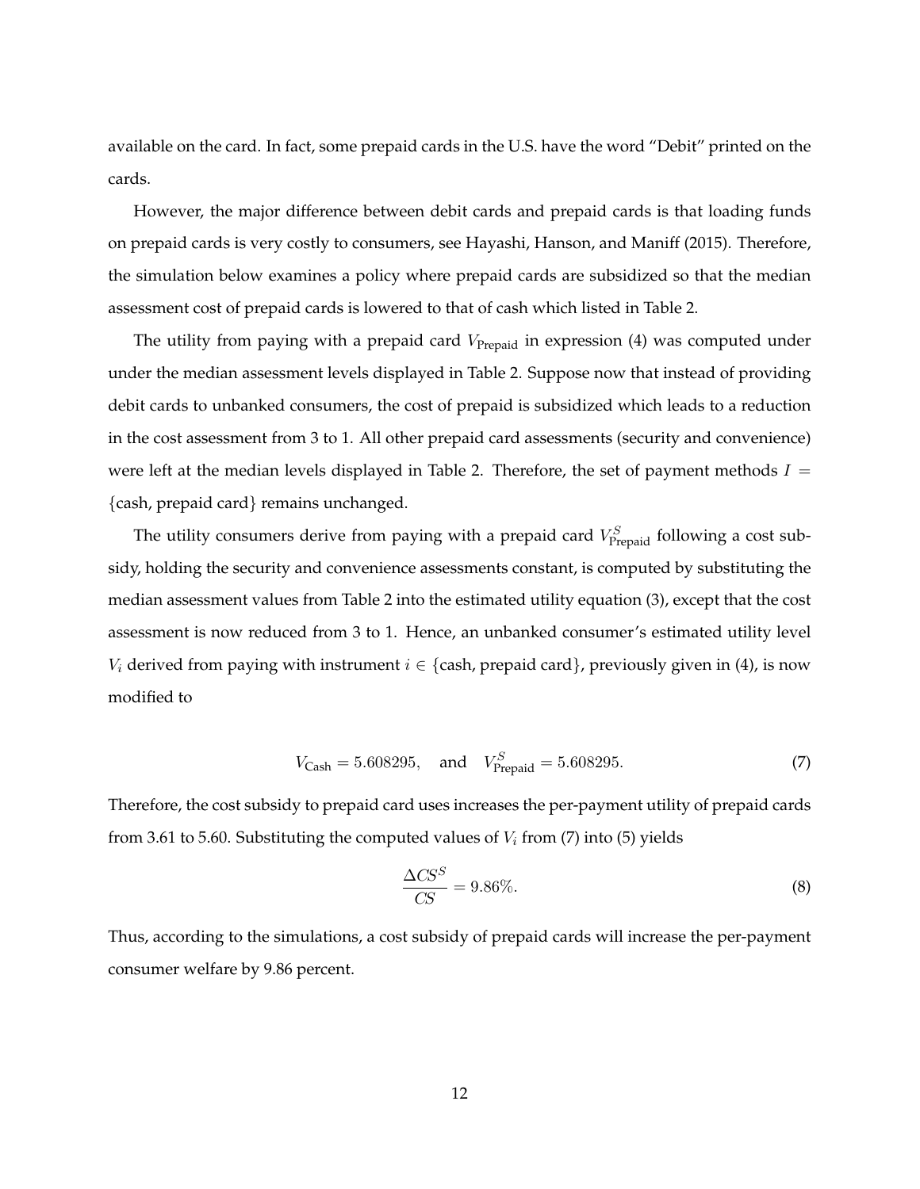available on the card. In fact, some prepaid cards in the U.S. have the word "Debit" printed on the cards.

However, the major difference between debit cards and prepaid cards is that loading funds on prepaid cards is very costly to consumers, see Hayashi, Hanson, and Maniff (2015). Therefore, the simulation below examines a policy where prepaid cards are subsidized so that the median assessment cost of prepaid cards is lowered to that of cash which listed in Table 2.

The utility from paying with a prepaid card $V_{\text{Prepaid}}$ in expression (4) was computed under under the median assessment levels displayed in Table 2. Suppose now that instead of providing debit cards to unbanked consumers, the cost of prepaid is subsidized which leads to a reduction in the cost assessment from 3 to 1. All other prepaid card assessments (security and convenience) were left at the median levels displayed in Table 2. Therefore, the set of payment methods $I = \{\text{cash, prepaid card}\}$ remains unchanged.

The utility consumers derive from paying with a prepaid card $V^S_{\text{Prepaid}}$ following a cost subsidy, holding the security and convenience assessments constant, is computed by substituting the median assessment values from Table 2 into the estimated utility equation (3), except that the cost assessment is now reduced from 3 to 1. Hence, an unbanked consumer's estimated utility level $V_i$ derived from paying with instrument $i \in \{\text{cash, prepaid card}\}$, previously given in (4), is now modified to

$$V_{\text{Cash}} = 5.608295, \quad \text{and} \quad V^S_{\text{Prepaid}} = 5.608295. \tag{7}$$

Therefore, the cost subsidy to prepaid card uses increases the per-payment utility of prepaid cards from 3.61 to 5.60. Substituting the computed values of $V_i$ from (7) into (5) yields

$$\frac{\Delta CS^S}{CS} = 9.86\%. \tag{8}$$

Thus, according to the simulations, a cost subsidy of prepaid cards will increase the per-payment consumer welfare by 9.86 percent.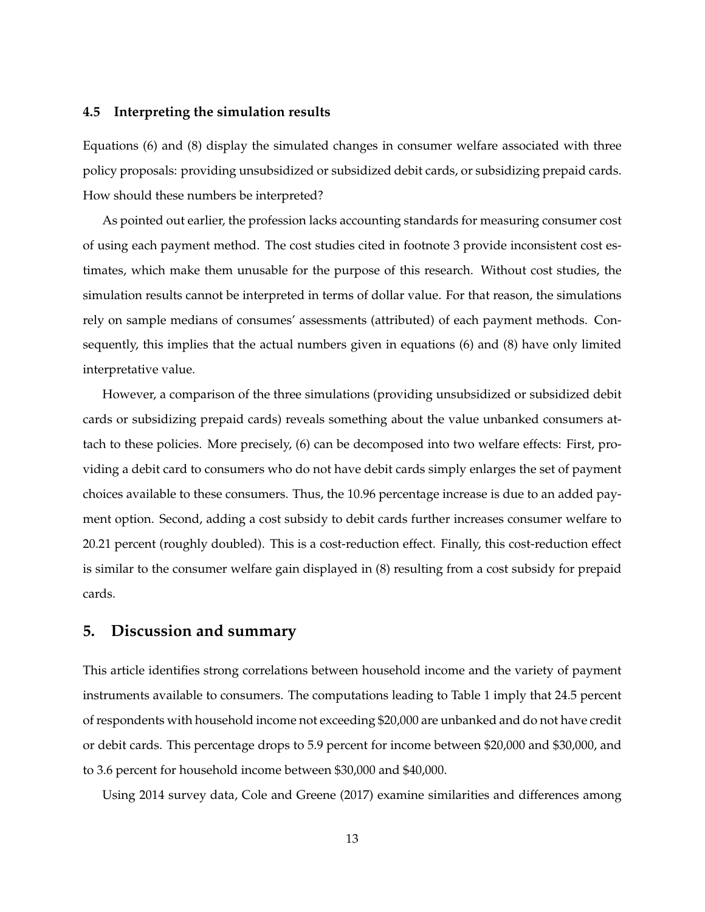### 4.5 Interpreting the simulation results

Equations (6) and (8) display the simulated changes in consumer welfare associated with three policy proposals: providing unsubsidized or subsidized debit cards, or subsidizing prepaid cards. How should these numbers be interpreted?

As pointed out earlier, the profession lacks accounting standards for measuring consumer cost of using each payment method. The cost studies cited in footnote 3 provide inconsistent cost estimates, which make them unusable for the purpose of this research. Without cost studies, the simulation results cannot be interpreted in terms of dollar value. For that reason, the simulations rely on sample medians of consumes' assessments (attributed) of each payment methods. Consequently, this implies that the actual numbers given in equations (6) and (8) have only limited interpretative value.

However, a comparison of the three simulations (providing unsubsidized or subsidized debit cards or subsidizing prepaid cards) reveals something about the value unbanked consumers attach to these policies. More precisely, (6) can be decomposed into two welfare effects: First, providing a debit card to consumers who do not have debit cards simply enlarges the set of payment choices available to these consumers. Thus, the 10.96 percentage increase is due to an added payment option. Second, adding a cost subsidy to debit cards further increases consumer welfare to 20.21 percent (roughly doubled). This is a cost-reduction effect. Finally, this cost-reduction effect is similar to the consumer welfare gain displayed in (8) resulting from a cost subsidy for prepaid cards.

## 5. Discussion and summary

This article identifies strong correlations between household income and the variety of payment instruments available to consumers. The computations leading to Table 1 imply that 24.5 percent of respondents with household income not exceeding \$20,000 are unbanked and do not have credit or debit cards. This percentage drops to 5.9 percent for income between \$20,000 and \$30,000, and to 3.6 percent for household income between \$30,000 and \$40,000.

Using 2014 survey data, Cole and Greene (2017) examine similarities and differences among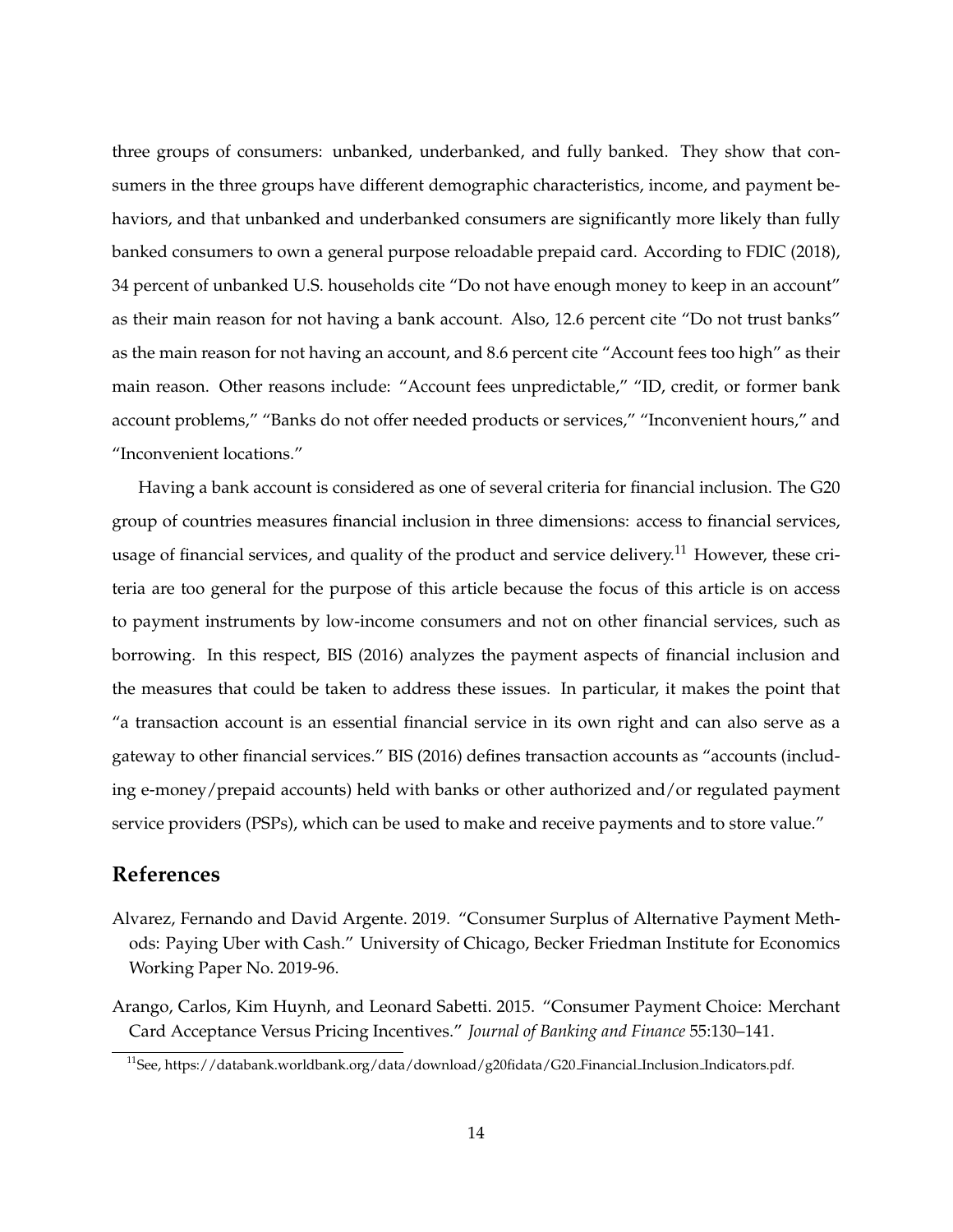three groups of consumers: unbanked, underbanked, and fully banked. They show that consumers in the three groups have different demographic characteristics, income, and payment behaviors, and that unbanked and underbanked consumers are significantly more likely than fully banked consumers to own a general purpose reloadable prepaid card. According to FDIC (2018), 34 percent of unbanked U.S. households cite "Do not have enough money to keep in an account" as their main reason for not having a bank account. Also, 12.6 percent cite "Do not trust banks" as the main reason for not having an account, and 8.6 percent cite "Account fees too high" as their main reason. Other reasons include: "Account fees unpredictable," "ID, credit, or former bank account problems," "Banks do not offer needed products or services," "Inconvenient hours," and "Inconvenient locations."

Having a bank account is considered as one of several criteria for financial inclusion. The G20 group of countries measures financial inclusion in three dimensions: access to financial services, usage of financial services, and quality of the product and service delivery.[11] However, these criteria are too general for the purpose of this article because the focus of this article is on access to payment instruments by low-income consumers and not on other financial services, such as borrowing. In this respect, BIS (2016) analyzes the payment aspects of financial inclusion and the measures that could be taken to address these issues. In particular, it makes the point that "a transaction account is an essential financial service in its own right and can also serve as a gateway to other financial services." BIS (2016) defines transaction accounts as "accounts (including e-money/prepaid accounts) held with banks or other authorized and/or regulated payment service providers (PSPs), which can be used to make and receive payments and to store value."

## References

Alvarez, Fernando and David Argente. 2019. "Consumer Surplus of Alternative Payment Methods: Paying Uber with Cash." University of Chicago, Becker Friedman Institute for Economics Working Paper No. 2019-96.

Arango, Carlos, Kim Huynh, and Leonard Sabetti. 2015. "Consumer Payment Choice: Merchant Card Acceptance Versus Pricing Incentives." *Journal of Banking and Finance* 55:130–141.

[11] See, https://databank.worldbank.org/data/download/g20fidata/G20_Financial_Inclusion_Indicators.pdf.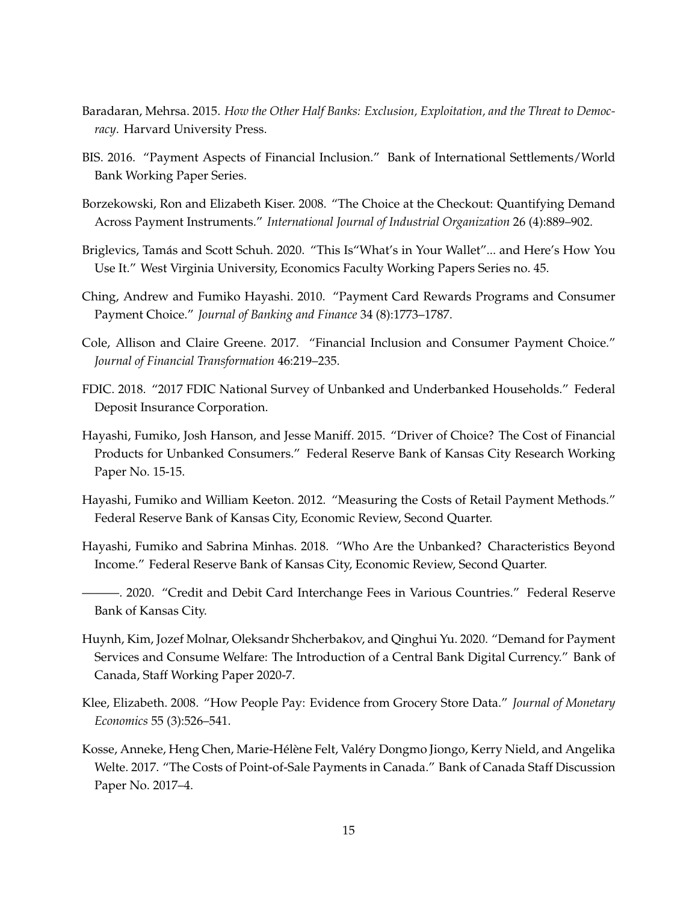Baradaran, Mehrsa. 2015. *How the Other Half Banks: Exclusion, Exploitation, and the Threat to Democracy*. Harvard University Press.

BIS. 2016. "Payment Aspects of Financial Inclusion." Bank of International Settlements/World Bank Working Paper Series.

Borzekowski, Ron and Elizabeth Kiser. 2008. "The Choice at the Checkout: Quantifying Demand Across Payment Instruments." *International Journal of Industrial Organization* 26 (4):889–902.

Briglevics, Tamás and Scott Schuh. 2020. "This Is"What's in Your Wallet"... and Here's How You Use It." West Virginia University, Economics Faculty Working Papers Series no. 45.

Ching, Andrew and Fumiko Hayashi. 2010. "Payment Card Rewards Programs and Consumer Payment Choice." *Journal of Banking and Finance* 34 (8):1773–1787.

Cole, Allison and Claire Greene. 2017. "Financial Inclusion and Consumer Payment Choice." *Journal of Financial Transformation* 46:219–235.

FDIC. 2018. "2017 FDIC National Survey of Unbanked and Underbanked Households." Federal Deposit Insurance Corporation.

Hayashi, Fumiko, Josh Hanson, and Jesse Maniff. 2015. "Driver of Choice? The Cost of Financial Products for Unbanked Consumers." Federal Reserve Bank of Kansas City Research Working Paper No. 15-15.

Hayashi, Fumiko and William Keeton. 2012. "Measuring the Costs of Retail Payment Methods." Federal Reserve Bank of Kansas City, Economic Review, Second Quarter.

Hayashi, Fumiko and Sabrina Minhas. 2018. "Who Are the Unbanked? Characteristics Beyond Income." Federal Reserve Bank of Kansas City, Economic Review, Second Quarter.

———. 2020. "Credit and Debit Card Interchange Fees in Various Countries." Federal Reserve Bank of Kansas City.

Huynh, Kim, Jozef Molnar, Oleksandr Shcherbakov, and Qinghui Yu. 2020. "Demand for Payment Services and Consume Welfare: The Introduction of a Central Bank Digital Currency." Bank of Canada, Staff Working Paper 2020-7.

Klee, Elizabeth. 2008. "How People Pay: Evidence from Grocery Store Data." *Journal of Monetary Economics* 55 (3):526–541.

Kosse, Anneke, Heng Chen, Marie-Hélène Felt, Valéry Dongmo Jiongo, Kerry Nield, and Angelika Welte. 2017. "The Costs of Point-of-Sale Payments in Canada." Bank of Canada Staff Discussion Paper No. 2017–4.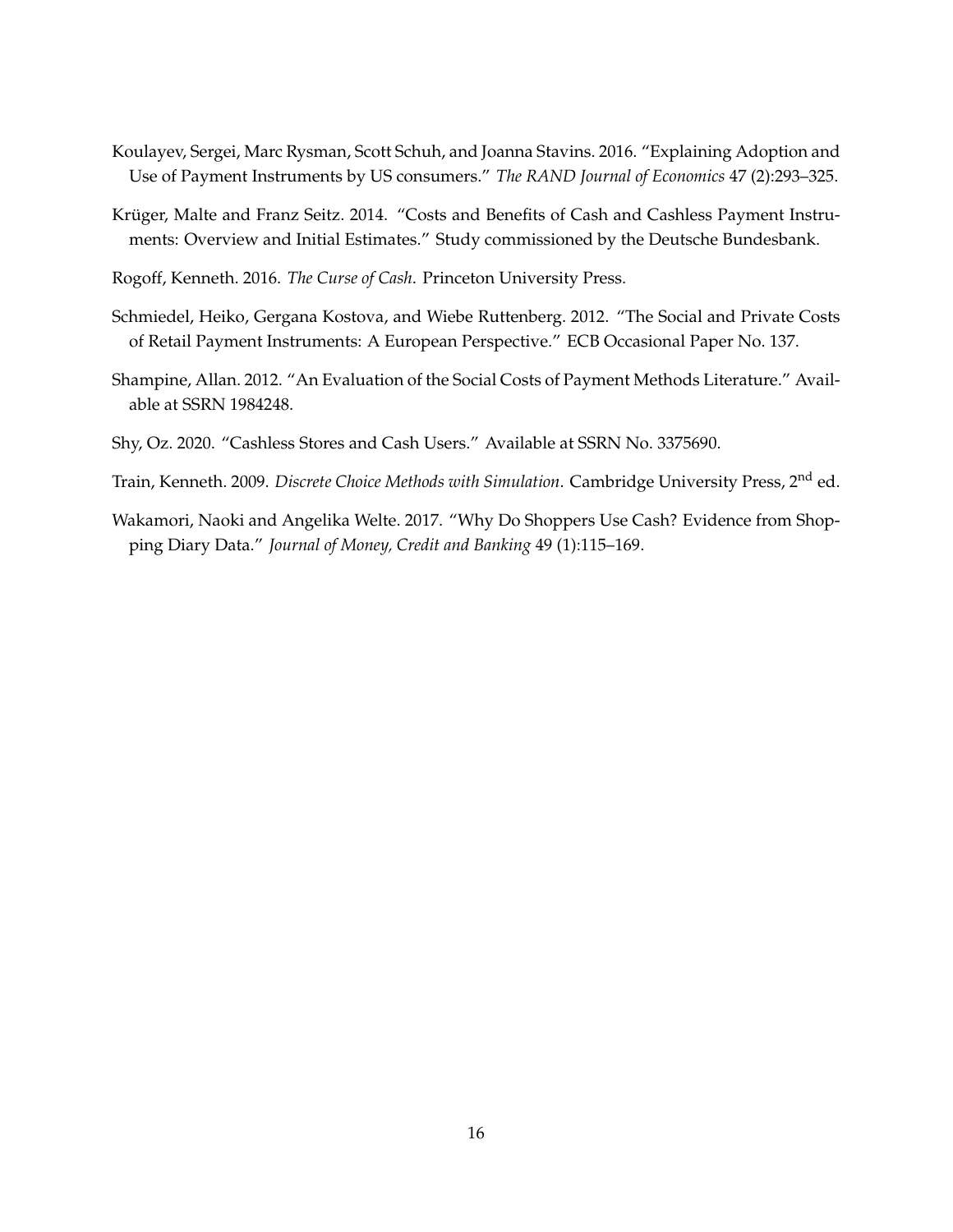Koulayev, Sergei, Marc Rysman, Scott Schuh, and Joanna Stavins. 2016. "Explaining Adoption and Use of Payment Instruments by US consumers." *The RAND Journal of Economics* 47 (2):293–325.

Krüger, Malte and Franz Seitz. 2014. "Costs and Benefits of Cash and Cashless Payment Instruments: Overview and Initial Estimates." Study commissioned by the Deutsche Bundesbank.

Rogoff, Kenneth. 2016. *The Curse of Cash*. Princeton University Press.

Schmiedel, Heiko, Gergana Kostova, and Wiebe Ruttenberg. 2012. "The Social and Private Costs of Retail Payment Instruments: A European Perspective." ECB Occasional Paper No. 137.

Shampine, Allan. 2012. "An Evaluation of the Social Costs of Payment Methods Literature." Available at SSRN 1984248.

Shy, Oz. 2020. "Cashless Stores and Cash Users." Available at SSRN No. 3375690.

Train, Kenneth. 2009. *Discrete Choice Methods with Simulation*. Cambridge University Press, 2nd ed.

Wakamori, Naoki and Angelika Welte. 2017. "Why Do Shoppers Use Cash? Evidence from Shopping Diary Data." *Journal of Money, Credit and Banking* 49 (1):115–169.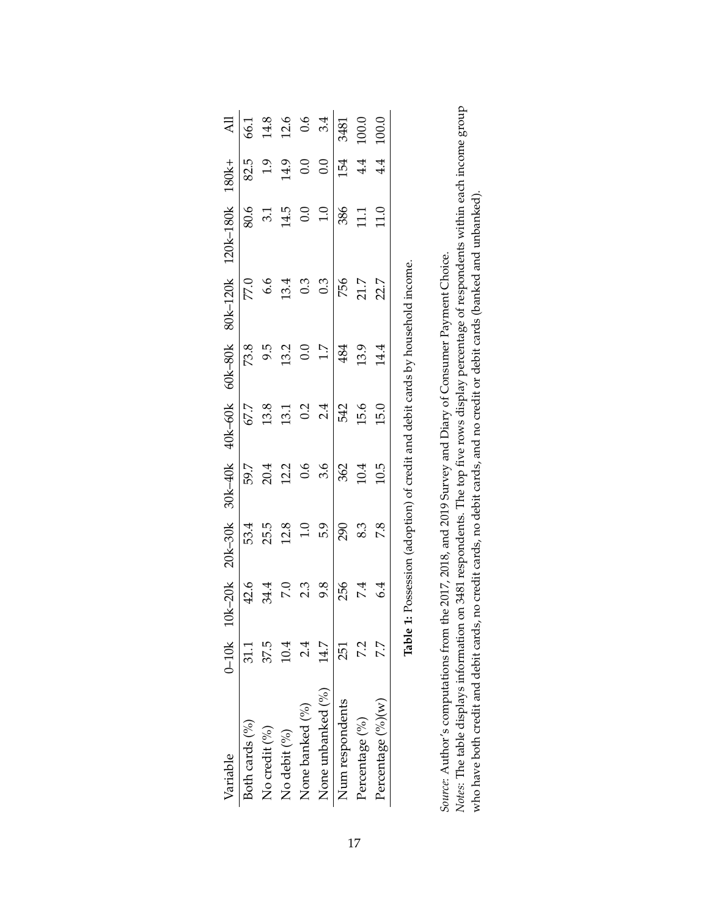| Variable | 0–10k | 10k–20k | 20k–30k | 30k–40k | 40k–60k | 60k–80k | 80k–120k | 120k–180k | 180k+ | All |
|---|---|---|---|---|---|---|---|---|---|---|
| Both cards (%) | 31.1 | 42.6 | 53.4 | 59.7 | 67.7 | 73.8 | 77.0 | 80.6 | 82.5 | 66.1 |
| No credit (%) | 37.5 | 34.4 | 25.5 | 20.4 | 13.8 | 9.5 | 6.6 | 3.1 | 1.9 | 14.8 |
| No debit (%) | 10.4 | 7.0 | 12.8 | 12.2 | 13.1 | 13.2 | 13.4 | 14.5 | 14.9 | 12.6 |
| None banked (%) | 2.4 | 2.3 | 1.0 | 0.6 | 0.2 | 0.0 | 0.3 | 0.0 | 0.0 | 0.6 |
| None unbanked (%) | 14.7 | 9.8 | 5.9 | 3.6 | 2.4 | 1.7 | 0.3 | 1.0 | 0.0 | 3.4 |
| Num respondents | 251 | 256 | 290 | 362 | 542 | 484 | 756 | 386 | 154 | 3481 |
| Percentage (%) | 7.2 | 7.4 | 8.3 | 10.4 | 15.6 | 13.9 | 21.7 | 11.1 | 4.4 | 100.0 |
| Percentage (%)(w) | 7.7 | 6.4 | 7.8 | 10.5 | 15.0 | 14.4 | 22.7 | 11.0 | 4.4 | 100.0 |

**Table 1:** Possession (adoption) of credit and debit cards by household income.

*Source:* Author's computations from the 2017, 2018, and 2019 Survey and Diary of Consumer Payment Choice.
*Notes:* The table displays information on 3481 respondents. The top five rows display percentage of respondents within each income group who have both credit and debit cards, no credit cards, no debit cards, and no credit or debit cards (banked and unbanked).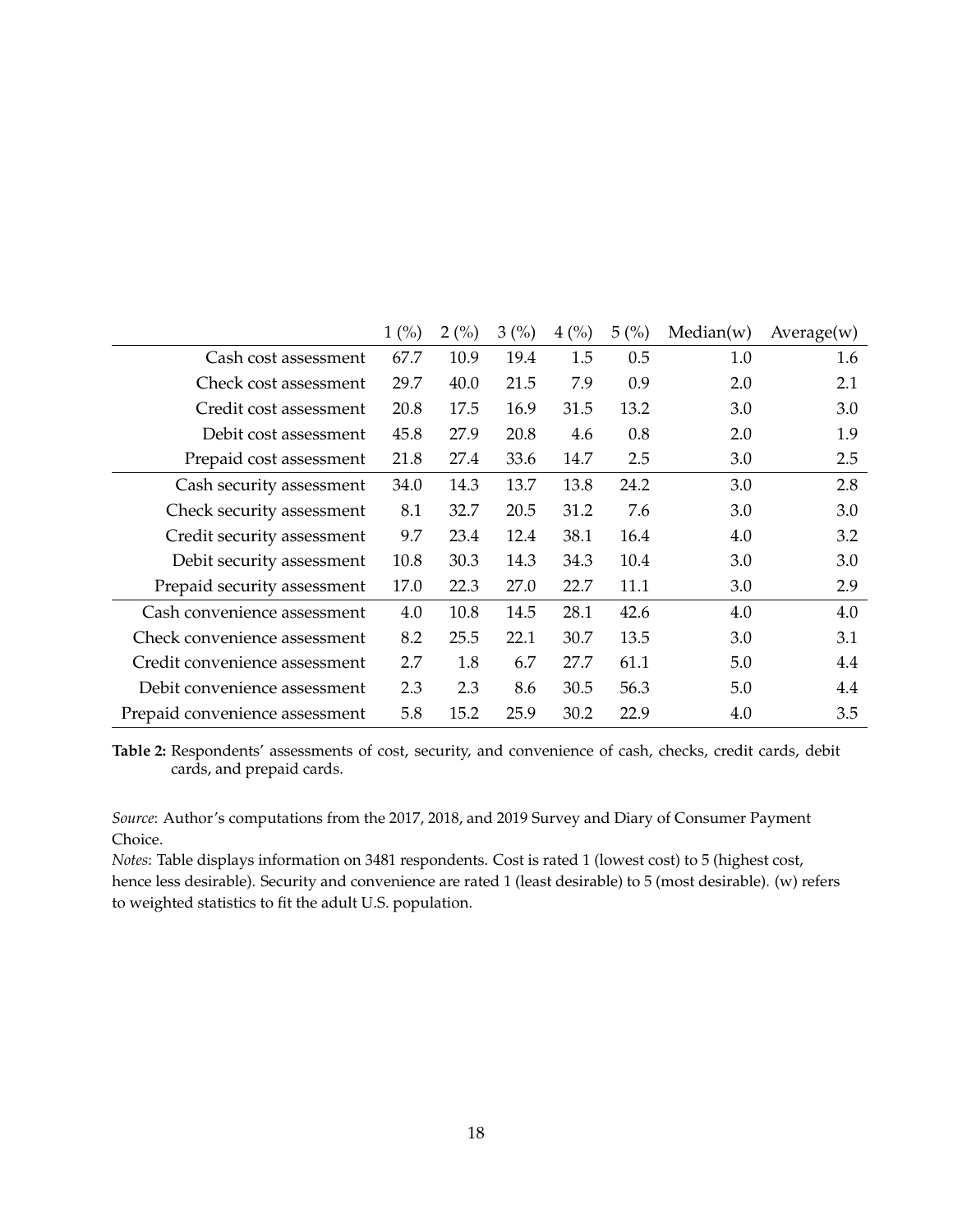| | 1 (%) | 2 (%) | 3 (%) | 4 (%) | 5 (%) | Median(w) | Average(w) |
|---|---|---|---|---|---|---|---|
| Cash cost assessment | 67.7 | 10.9 | 19.4 | 1.5 | 0.5 | 1.0 | 1.6 |
| Check cost assessment | 29.7 | 40.0 | 21.5 | 7.9 | 0.9 | 2.0 | 2.1 |
| Credit cost assessment | 20.8 | 17.5 | 16.9 | 31.5 | 13.2 | 3.0 | 3.0 |
| Debit cost assessment | 45.8 | 27.9 | 20.8 | 4.6 | 0.8 | 2.0 | 1.9 |
| Prepaid cost assessment | 21.8 | 27.4 | 33.6 | 14.7 | 2.5 | 3.0 | 2.5 |
| Cash security assessment | 34.0 | 14.3 | 13.7 | 13.8 | 24.2 | 3.0 | 2.8 |
| Check security assessment | 8.1 | 32.7 | 20.5 | 31.2 | 7.6 | 3.0 | 3.0 |
| Credit security assessment | 9.7 | 23.4 | 12.4 | 38.1 | 16.4 | 4.0 | 3.2 |
| Debit security assessment | 10.8 | 30.3 | 14.3 | 34.3 | 10.4 | 3.0 | 3.0 |
| Prepaid security assessment | 17.0 | 22.3 | 27.0 | 22.7 | 11.1 | 3.0 | 2.9 |
| Cash convenience assessment | 4.0 | 10.8 | 14.5 | 28.1 | 42.6 | 4.0 | 4.0 |
| Check convenience assessment | 8.2 | 25.5 | 22.1 | 30.7 | 13.5 | 3.0 | 3.1 |
| Credit convenience assessment | 2.7 | 1.8 | 6.7 | 27.7 | 61.1 | 5.0 | 4.4 |
| Debit convenience assessment | 2.3 | 2.3 | 8.6 | 30.5 | 56.3 | 5.0 | 4.4 |
| Prepaid convenience assessment | 5.8 | 15.2 | 25.9 | 30.2 | 22.9 | 4.0 | 3.5 |

**Table 2:** Respondents' assessments of cost, security, and convenience of cash, checks, credit cards, debit cards, and prepaid cards.

*Source*: Author's computations from the 2017, 2018, and 2019 Survey and Diary of Consumer Payment Choice.

*Notes*: Table displays information on 3481 respondents. Cost is rated 1 (lowest cost) to 5 (highest cost, hence less desirable). Security and convenience are rated 1 (least desirable) to 5 (most desirable). (w) refers to weighted statistics to fit the adult U.S. population.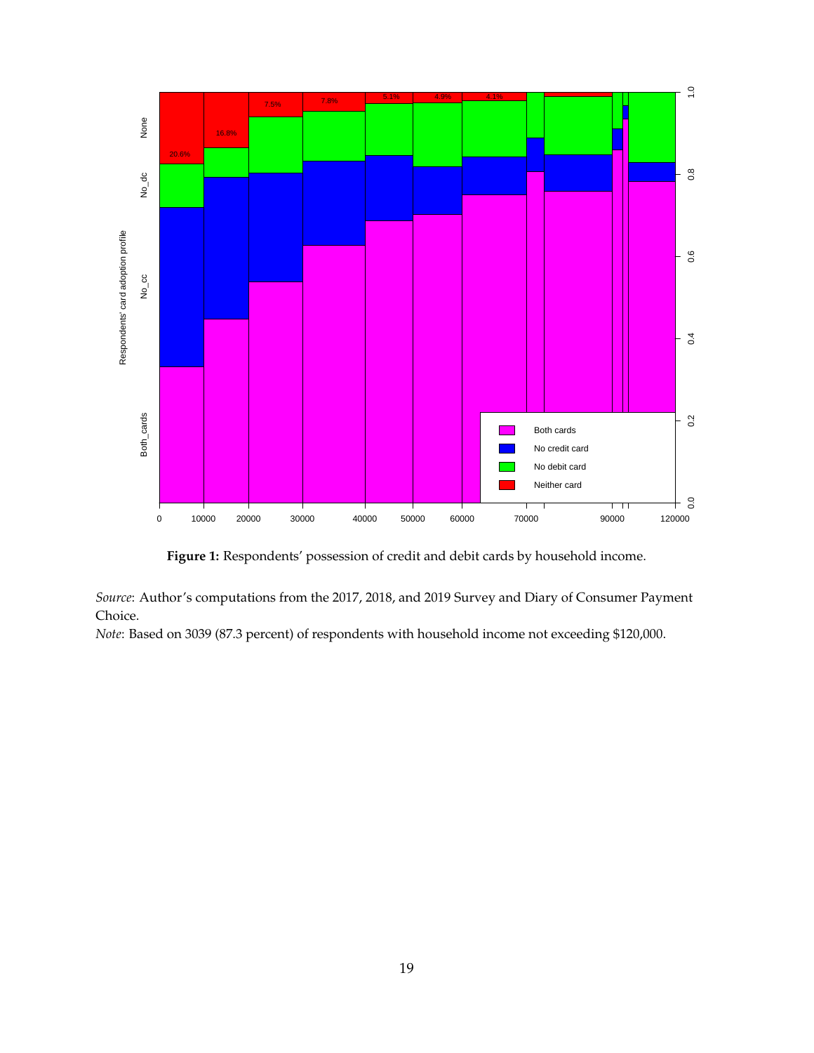Respondents' card adoption profile

None

No_dc

No_cc

Both_cards

20.6%

16.3%

7.5%

7.8%

5.1%

4.9%

4.1%

Both cards

No credit card

No debit card

Neither card

0 10000 20000 30000 40000 50000 60000 70000 90000 120000

0.0 0.2 0.4 0.6 0.8 1.0

**Figure 1:** Respondents' possession of credit and debit cards by household income.

*Source*: Author's computations from the 2017, 2018, and 2019 Survey and Diary of Consumer Payment Choice.
*Note*: Based on 3039 (87.3 percent) of respondents with household income not exceeding $120,000.